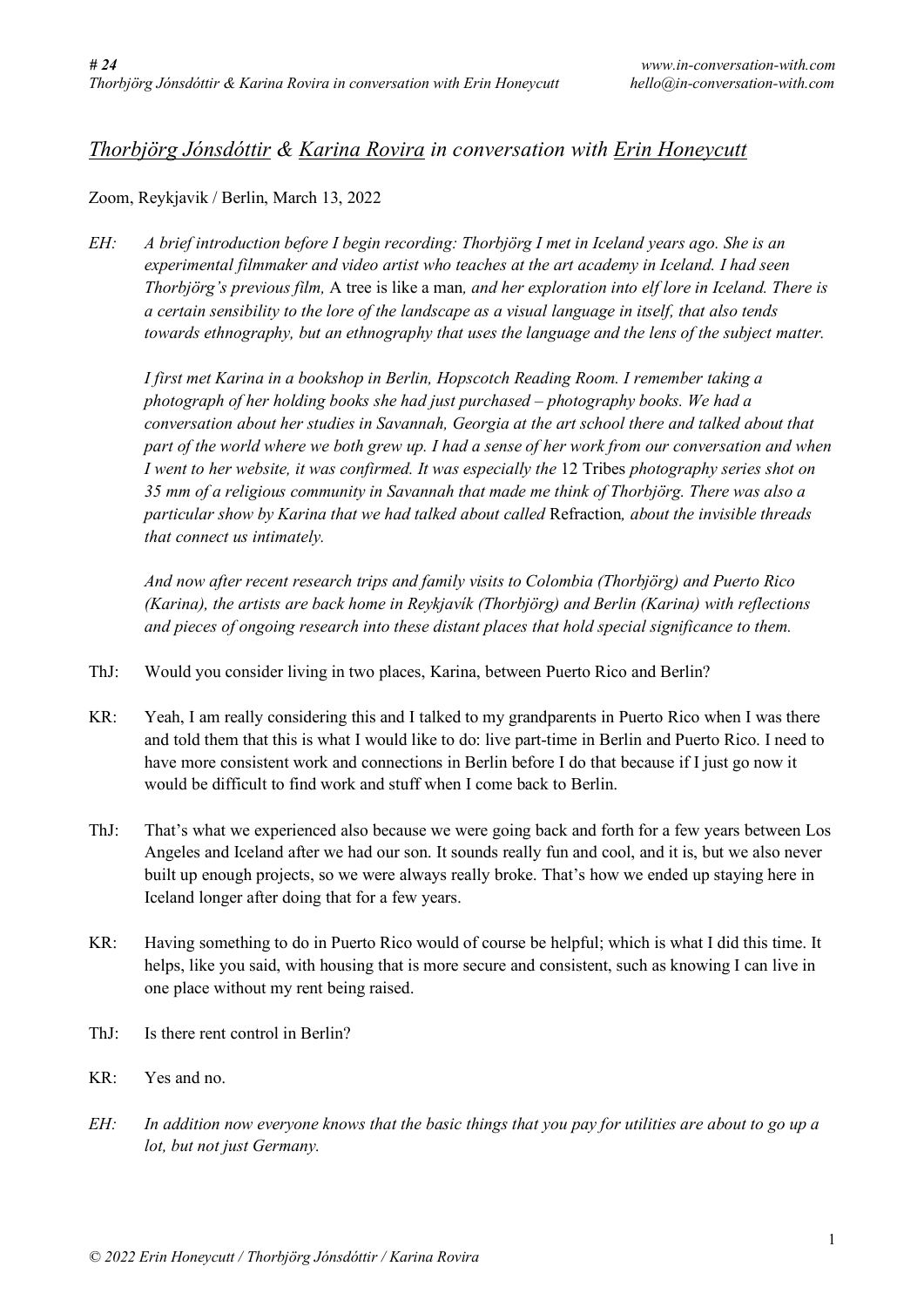# *Thorbjörg Jónsdóttir & Karina Rovira in conversation with Erin Honeycutt*

Zoom, Reykjavik / Berlin, March 13, 2022

EH: *A brief introduction before I begin recording: Thorbjörg I met in Iceland years ago. She is an experimental filmmaker and video artist who teaches at the art academy in Iceland. I had seen Thorbjörg's previous film,* A tree is like a man*, and her exploration into elf lore in Iceland. There is a certain sensibility to the lore of the landscape as a visual language in itself, that also tends towards ethnography, but an ethnography that uses the language and the lens of the subject matter.*

*I first met Karina in a bookshop in Berlin, Hopscotch Reading Room. I remember taking a photograph of her holding books she had just purchased – photography books. We had a conversation about her studies in Savannah, Georgia at the art school there and talked about that part of the world where we both grew up. I had a sense of her work from our conversation and when I went to her website, it was confirmed. It was especially the* 12 Tribes *photography series shot on 35 mm of a religious community in Savannah that made me think of Thorbjörg. There was also a particular show by Karina that we had talked about called* Refraction*, about the invisible threads that connect us intimately.*

*And now after recent research trips and family visits to Colombia (Thorbjörg) and Puerto Rico (Karina), the artists are back home in Reykjavík (Thorbjörg) and Berlin (Karina) with reflections and pieces of ongoing research into these distant places that hold special significance to them.*

ThJ: Would you consider living in two places, Karina, between Puerto Rico and Berlin?

KR: Yeah, I am really considering this and I talked to my grandparents in Puerto Rico when I was there and told them that this is what I would like to do: live part-time in Berlin and Puerto Rico. I need to have more consistent work and connections in Berlin before I do that because if I just go now it would be difficult to find work and stuff when I come back to Berlin.

ThJ: That's what we experienced also because we were going back and forth for a few years between Los Angeles and Iceland after we had our son. It sounds really fun and cool, and it is, but we also never built up enough projects, so we were always really broke. That's how we ended up staying here in Iceland longer after doing that for a few years.

KR: Having something to do in Puerto Rico would of course be helpful; which is what I did this time. It helps, like you said, with housing that is more secure and consistent, such as knowing I can live in one place without my rent being raised.

ThJ: Is there rent control in Berlin?

KR: Yes and no.

EH: *In addition now everyone knows that the basic things that you pay for utilities are about to go up a lot, but not just Germany.*

*© 2022 Erin Honeycutt / Thorbjörg Jónsdóttir / Karina Rovira*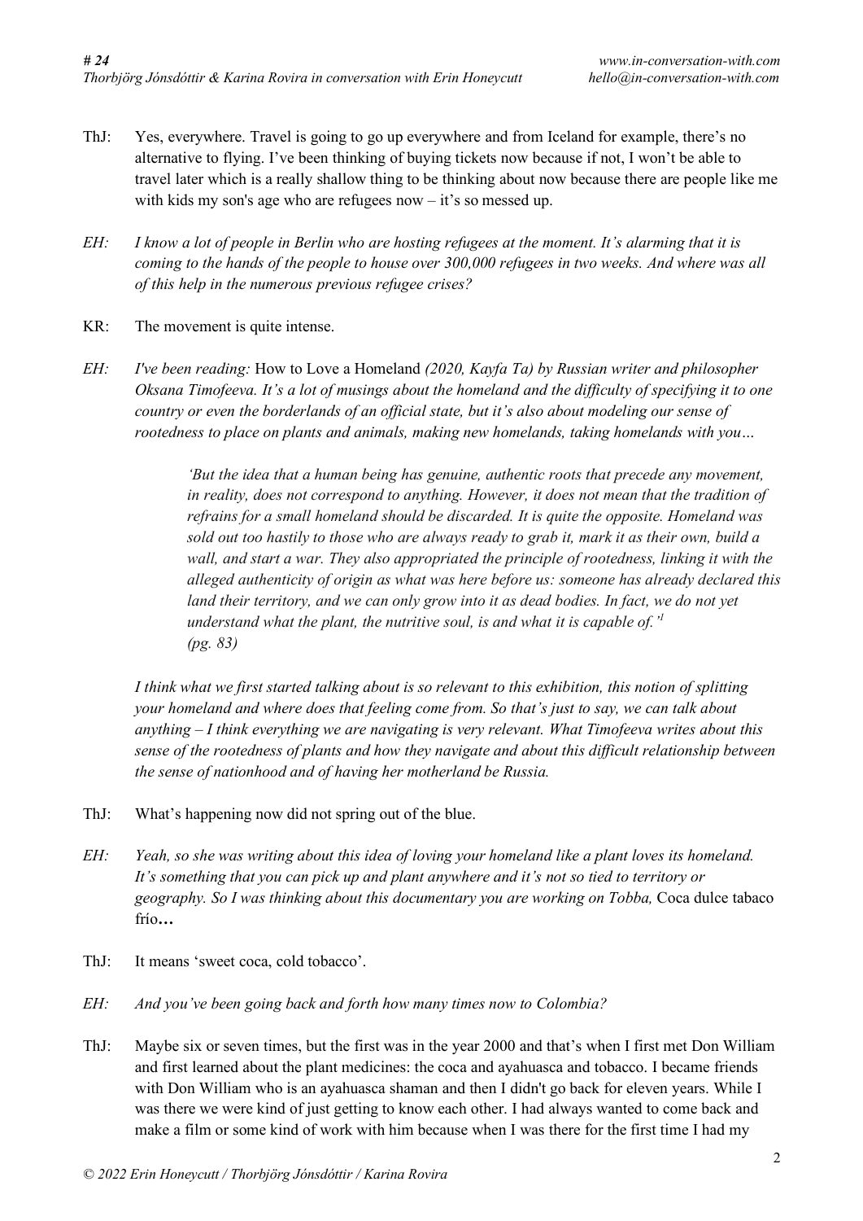ThJ: Yes, everywhere. Travel is going to go up everywhere and from Iceland for example, there's no alternative to flying. I've been thinking of buying tickets now because if not, I won't be able to travel later which is a really shallow thing to be thinking about now because there are people like me with kids my son's age who are refugees now – it's so messed up.

*EH: I know a lot of people in Berlin who are hosting refugees at the moment. It's alarming that it is coming to the hands of the people to house over 300,000 refugees in two weeks. And where was all of this help in the numerous previous refugee crises?*

KR: The movement is quite intense.

*EH: I've been reading:* How to Love a Homeland *(2020, Kayfa Ta) by Russian writer and philosopher Oksana Timofeeva. It's a lot of musings about the homeland and the difficulty of specifying it to one country or even the borderlands of an official state, but it's also about modeling our sense of rootedness to place on plants and animals, making new homelands, taking homelands with you…*

> *'But the idea that a human being has genuine, authentic roots that precede any movement, in reality, does not correspond to anything. However, it does not mean that the tradition of refrains for a small homeland should be discarded. It is quite the opposite. Homeland was sold out too hastily to those who are always ready to grab it, mark it as their own, build a wall, and start a war. They also appropriated the principle of rootedness, linking it with the alleged authenticity of origin as what was here before us: someone has already declared this land their territory, and we can only grow into it as dead bodies. In fact, we do not yet understand what the plant, the nutritive soul, is and what it is capable of.'[1] (pg. 83)*

*I think what we first started talking about is so relevant to this exhibition, this notion of splitting your homeland and where does that feeling come from. So that's just to say, we can talk about anything – I think everything we are navigating is very relevant. What Timofeeva writes about this sense of the rootedness of plants and how they navigate and about this difficult relationship between the sense of nationhood and of having her motherland be Russia.*

ThJ: What's happening now did not spring out of the blue.

*EH: Yeah, so she was writing about this idea of loving your homeland like a plant loves its homeland. It's something that you can pick up and plant anywhere and it's not so tied to territory or geography. So I was thinking about this documentary you are working on Tobba,* Coca dulce tabaco frío*…*

ThJ: It means 'sweet coca, cold tobacco'.

*EH: And you've been going back and forth how many times now to Colombia?*

ThJ: Maybe six or seven times, but the first was in the year 2000 and that's when I first met Don William and first learned about the plant medicines: the coca and ayahuasca and tobacco. I became friends with Don William who is an ayahuasca shaman and then I didn't go back for eleven years. While I was there we were kind of just getting to know each other. I had always wanted to come back and make a film or some kind of work with him because when I was there for the first time I had my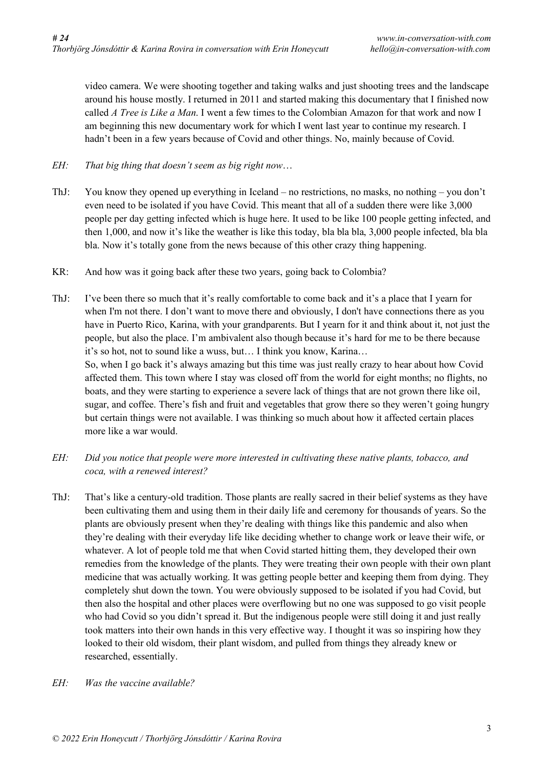video camera. We were shooting together and taking walks and just shooting trees and the landscape around his house mostly. I returned in 2011 and started making this documentary that I finished now called *A Tree is Like a Man*. I went a few times to the Colombian Amazon for that work and now I am beginning this new documentary work for which I went last year to continue my research. I hadn't been in a few years because of Covid and other things. No, mainly because of Covid.

*EH: That big thing that doesn't seem as big right now…*

ThJ: You know they opened up everything in Iceland – no restrictions, no masks, no nothing – you don't even need to be isolated if you have Covid. This meant that all of a sudden there were like 3,000 people per day getting infected which is huge here. It used to be like 100 people getting infected, and then 1,000, and now it's like the weather is like this today, bla bla bla, 3,000 people infected, bla bla bla. Now it's totally gone from the news because of this other crazy thing happening.

KR: And how was it going back after these two years, going back to Colombia?

ThJ: I've been there so much that it's really comfortable to come back and it's a place that I yearn for when I'm not there. I don't want to move there and obviously, I don't have connections there as you have in Puerto Rico, Karina, with your grandparents. But I yearn for it and think about it, not just the people, but also the place. I'm ambivalent also though because it's hard for me to be there because it's so hot, not to sound like a wuss, but… I think you know, Karina…
So, when I go back it's always amazing but this time was just really crazy to hear about how Covid affected them. This town where I stay was closed off from the world for eight months; no flights, no boats, and they were starting to experience a severe lack of things that are not grown there like oil, sugar, and coffee. There's fish and fruit and vegetables that grow there so they weren't going hungry but certain things were not available. I was thinking so much about how it affected certain places more like a war would.

*EH: Did you notice that people were more interested in cultivating these native plants, tobacco, and coca, with a renewed interest?*

ThJ: That's like a century-old tradition. Those plants are really sacred in their belief systems as they have been cultivating them and using them in their daily life and ceremony for thousands of years. So the plants are obviously present when they're dealing with things like this pandemic and also when they're dealing with their everyday life like deciding whether to change work or leave their wife, or whatever. A lot of people told me that when Covid started hitting them, they developed their own remedies from the knowledge of the plants. They were treating their own people with their own plant medicine that was actually working. It was getting people better and keeping them from dying. They completely shut down the town. You were obviously supposed to be isolated if you had Covid, but then also the hospital and other places were overflowing but no one was supposed to go visit people who had Covid so you didn't spread it. But the indigenous people were still doing it and just really took matters into their own hands in this very effective way. I thought it was so inspiring how they looked to their old wisdom, their plant wisdom, and pulled from things they already knew or researched, essentially.

*EH: Was the vaccine available?*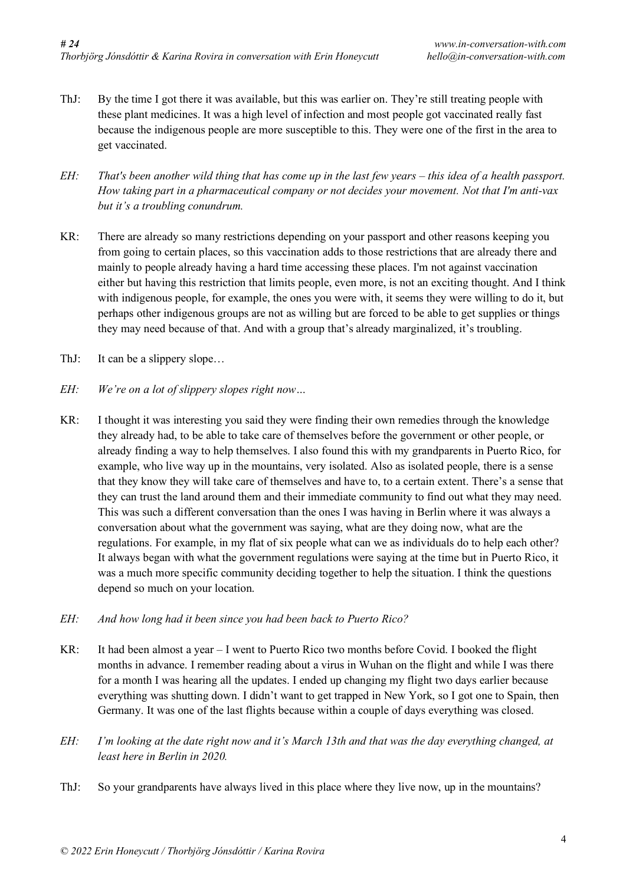ThJ: By the time I got there it was available, but this was earlier on. They're still treating people with these plant medicines. It was a high level of infection and most people got vaccinated really fast because the indigenous people are more susceptible to this. They were one of the first in the area to get vaccinated.

*EH: That's been another wild thing that has come up in the last few years – this idea of a health passport. How taking part in a pharmaceutical company or not decides your movement. Not that I'm anti-vax but it's a troubling conundrum.*

KR: There are already so many restrictions depending on your passport and other reasons keeping you from going to certain places, so this vaccination adds to those restrictions that are already there and mainly to people already having a hard time accessing these places. I'm not against vaccination either but having this restriction that limits people, even more, is not an exciting thought. And I think with indigenous people, for example, the ones you were with, it seems they were willing to do it, but perhaps other indigenous groups are not as willing but are forced to be able to get supplies or things they may need because of that. And with a group that's already marginalized, it's troubling.

ThJ: It can be a slippery slope…

*EH: We're on a lot of slippery slopes right now…*

KR: I thought it was interesting you said they were finding their own remedies through the knowledge they already had, to be able to take care of themselves before the government or other people, or already finding a way to help themselves. I also found this with my grandparents in Puerto Rico, for example, who live way up in the mountains, very isolated. Also as isolated people, there is a sense that they know they will take care of themselves and have to, to a certain extent. There's a sense that they can trust the land around them and their immediate community to find out what they may need. This was such a different conversation than the ones I was having in Berlin where it was always a conversation about what the government was saying, what are they doing now, what are the regulations. For example, in my flat of six people what can we as individuals do to help each other? It always began with what the government regulations were saying at the time but in Puerto Rico, it was a much more specific community deciding together to help the situation. I think the questions depend so much on your location.

*EH: And how long had it been since you had been back to Puerto Rico?*

KR: It had been almost a year – I went to Puerto Rico two months before Covid. I booked the flight months in advance. I remember reading about a virus in Wuhan on the flight and while I was there for a month I was hearing all the updates. I ended up changing my flight two days earlier because everything was shutting down. I didn't want to get trapped in New York, so I got one to Spain, then Germany. It was one of the last flights because within a couple of days everything was closed.

*EH: I'm looking at the date right now and it's March 13th and that was the day everything changed, at least here in Berlin in 2020.*

ThJ: So your grandparents have always lived in this place where they live now, up in the mountains?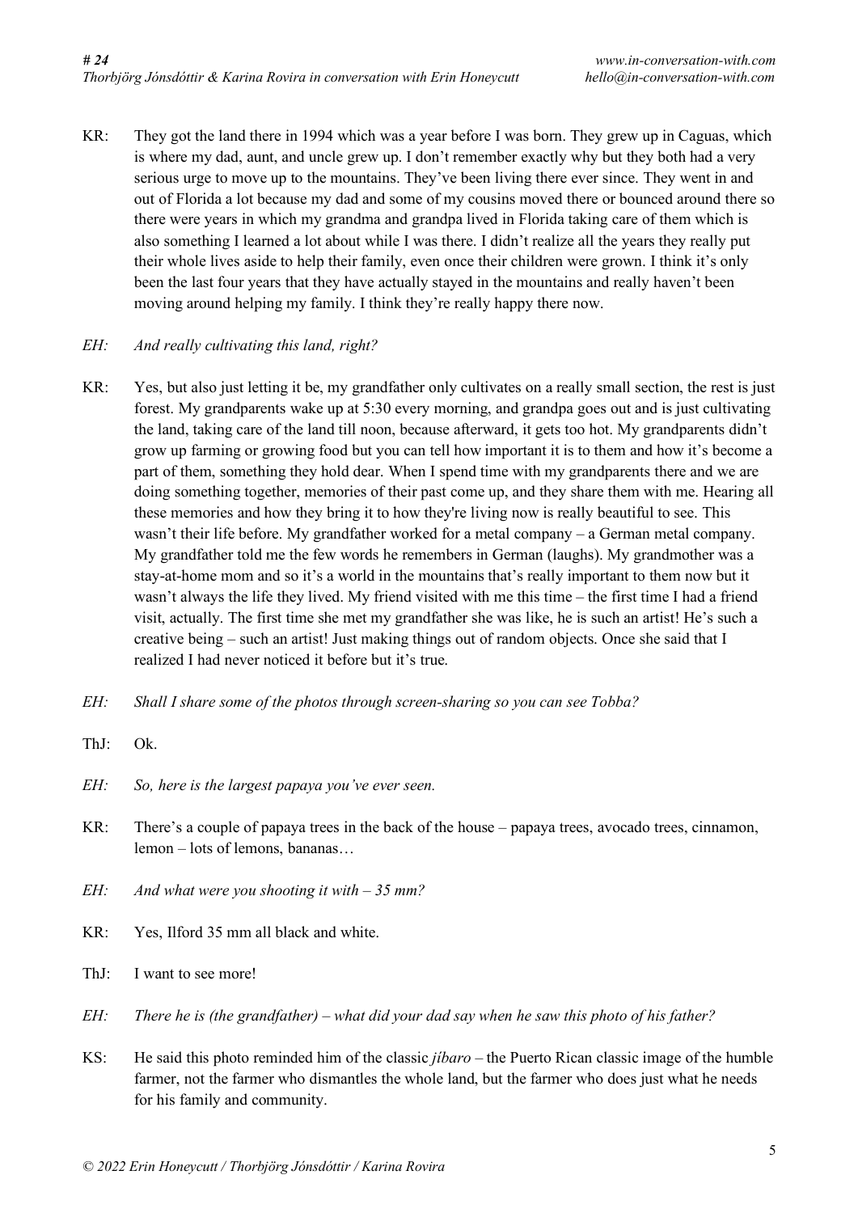KR: They got the land there in 1994 which was a year before I was born. They grew up in Caguas, which is where my dad, aunt, and uncle grew up. I don't remember exactly why but they both had a very serious urge to move up to the mountains. They've been living there ever since. They went in and out of Florida a lot because my dad and some of my cousins moved there or bounced around there so there were years in which my grandma and grandpa lived in Florida taking care of them which is also something I learned a lot about while I was there. I didn't realize all the years they really put their whole lives aside to help their family, even once their children were grown. I think it's only been the last four years that they have actually stayed in the mountains and really haven't been moving around helping my family. I think they're really happy there now.

*EH: And really cultivating this land, right?*

KR: Yes, but also just letting it be, my grandfather only cultivates on a really small section, the rest is just forest. My grandparents wake up at 5:30 every morning, and grandpa goes out and is just cultivating the land, taking care of the land till noon, because afterward, it gets too hot. My grandparents didn't grow up farming or growing food but you can tell how important it is to them and how it's become a part of them, something they hold dear. When I spend time with my grandparents there and we are doing something together, memories of their past come up, and they share them with me. Hearing all these memories and how they bring it to how they're living now is really beautiful to see. This wasn't their life before. My grandfather worked for a metal company – a German metal company. My grandfather told me the few words he remembers in German (laughs). My grandmother was a stay-at-home mom and so it's a world in the mountains that's really important to them now but it wasn't always the life they lived. My friend visited with me this time – the first time I had a friend visit, actually. The first time she met my grandfather she was like, he is such an artist! He's such a creative being – such an artist! Just making things out of random objects. Once she said that I realized I had never noticed it before but it's true.

*EH: Shall I share some of the photos through screen-sharing so you can see Tobba?*

ThJ: Ok.

*EH: So, here is the largest papaya you've ever seen.*

KR: There's a couple of papaya trees in the back of the house – papaya trees, avocado trees, cinnamon, lemon – lots of lemons, bananas…

*EH: And what were you shooting it with – 35 mm?*

KR: Yes, Ilford 35 mm all black and white.

ThJ: I want to see more!

*EH: There he is (the grandfather) – what did your dad say when he saw this photo of his father?*

KS: He said this photo reminded him of the classic *jíbaro* – the Puerto Rican classic image of the humble farmer, not the farmer who dismantles the whole land, but the farmer who does just what he needs for his family and community.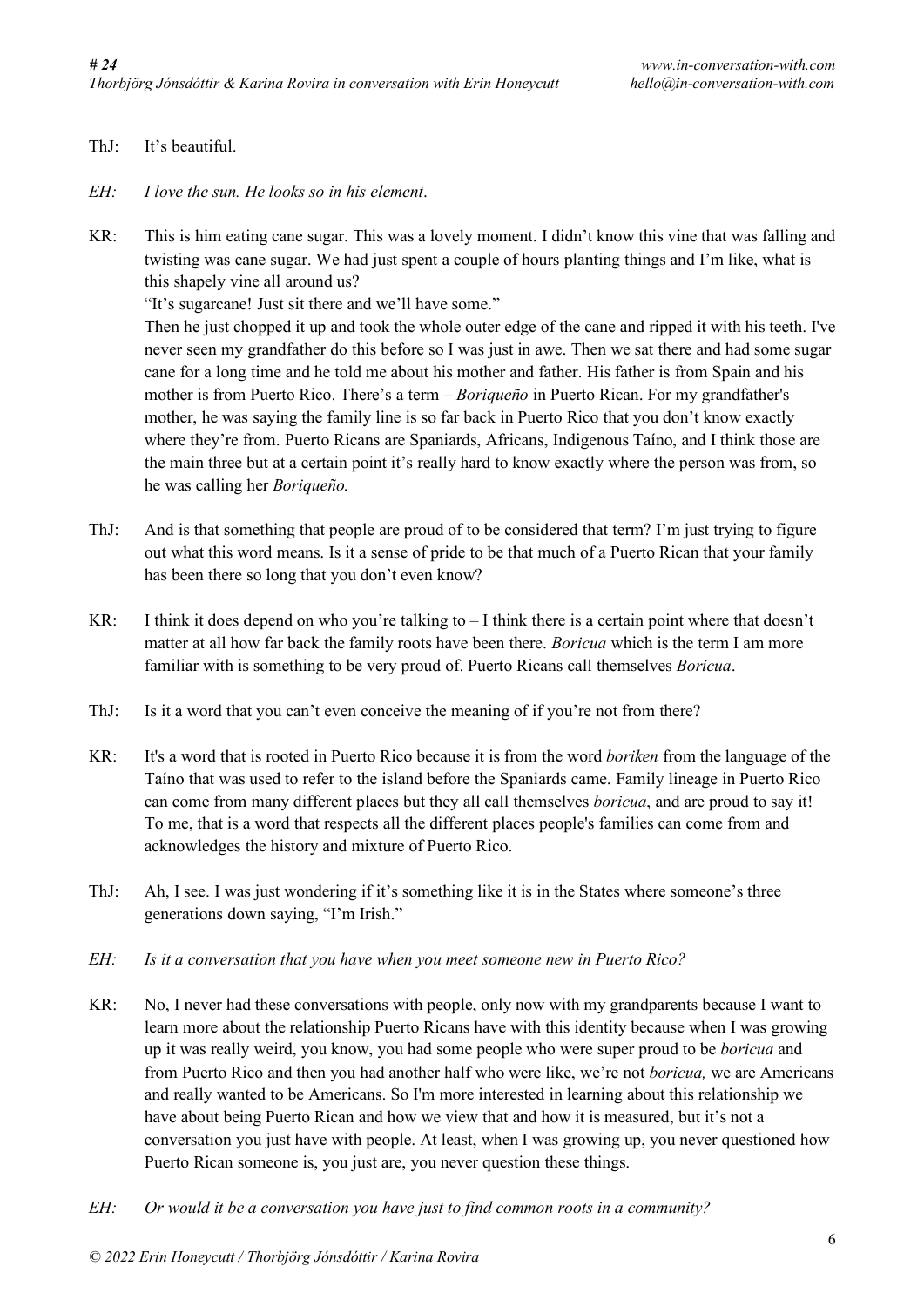ThJ: It's beautiful.

*EH: I love the sun. He looks so in his element.*

KR: This is him eating cane sugar. This was a lovely moment. I didn't know this vine that was falling and twisting was cane sugar. We had just spent a couple of hours planting things and I'm like, what is this shapely vine all around us?

"It's sugarcane! Just sit there and we'll have some."

Then he just chopped it up and took the whole outer edge of the cane and ripped it with his teeth. I've never seen my grandfather do this before so I was just in awe. Then we sat there and had some sugar cane for a long time and he told me about his mother and father. His father is from Spain and his mother is from Puerto Rico. There's a term – *Boriqueño* in Puerto Rican. For my grandfather's mother, he was saying the family line is so far back in Puerto Rico that you don't know exactly where they're from. Puerto Ricans are Spaniards, Africans, Indigenous Taíno, and I think those are the main three but at a certain point it's really hard to know exactly where the person was from, so he was calling her *Boriqueño.*

ThJ: And is that something that people are proud of to be considered that term? I'm just trying to figure out what this word means. Is it a sense of pride to be that much of a Puerto Rican that your family has been there so long that you don't even know?

KR: I think it does depend on who you're talking to – I think there is a certain point where that doesn't matter at all how far back the family roots have been there. *Boricua* which is the term I am more familiar with is something to be very proud of. Puerto Ricans call themselves *Boricua*.

ThJ: Is it a word that you can't even conceive the meaning of if you're not from there?

KR: It's a word that is rooted in Puerto Rico because it is from the word *boriken* from the language of the Taíno that was used to refer to the island before the Spaniards came. Family lineage in Puerto Rico can come from many different places but they all call themselves *boricua*, and are proud to say it! To me, that is a word that respects all the different places people's families can come from and acknowledges the history and mixture of Puerto Rico.

ThJ: Ah, I see. I was just wondering if it's something like it is in the States where someone's three generations down saying, "I'm Irish."

*EH: Is it a conversation that you have when you meet someone new in Puerto Rico?*

KR: No, I never had these conversations with people, only now with my grandparents because I want to learn more about the relationship Puerto Ricans have with this identity because when I was growing up it was really weird, you know, you had some people who were super proud to be *boricua* and from Puerto Rico and then you had another half who were like, we're not *boricua,* we are Americans and really wanted to be Americans. So I'm more interested in learning about this relationship we have about being Puerto Rican and how we view that and how it is measured, but it's not a conversation you just have with people. At least, when I was growing up, you never questioned how Puerto Rican someone is, you just are, you never question these things.

*EH: Or would it be a conversation you have just to find common roots in a community?*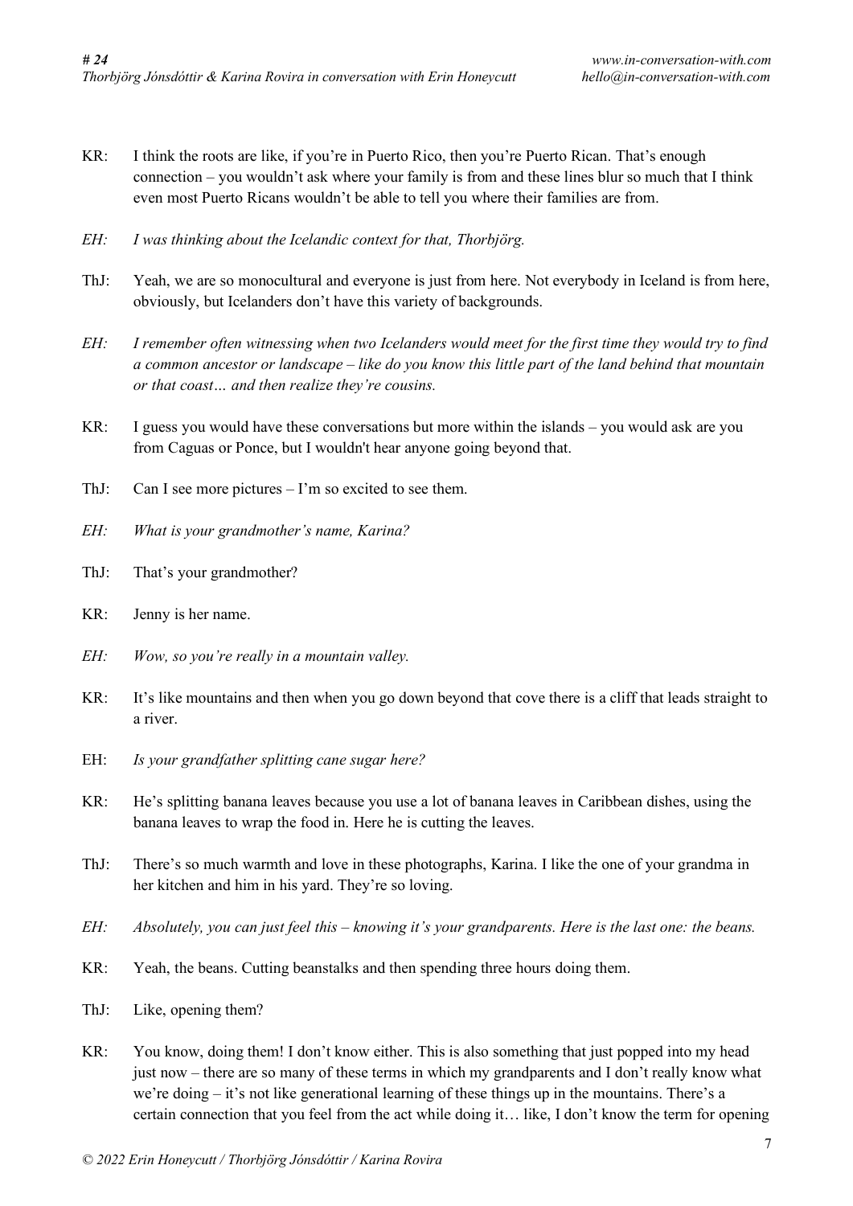KR: I think the roots are like, if you're in Puerto Rico, then you're Puerto Rican. That's enough connection – you wouldn't ask where your family is from and these lines blur so much that I think even most Puerto Ricans wouldn't be able to tell you where their families are from.

*EH: I was thinking about the Icelandic context for that, Thorbjörg.*

ThJ: Yeah, we are so monocultural and everyone is just from here. Not everybody in Iceland is from here, obviously, but Icelanders don't have this variety of backgrounds.

*EH: I remember often witnessing when two Icelanders would meet for the first time they would try to find a common ancestor or landscape – like do you know this little part of the land behind that mountain or that coast… and then realize they're cousins.*

KR: I guess you would have these conversations but more within the islands – you would ask are you from Caguas or Ponce, but I wouldn't hear anyone going beyond that.

ThJ: Can I see more pictures – I'm so excited to see them.

*EH: What is your grandmother's name, Karina?*

ThJ: That's your grandmother?

KR: Jenny is her name.

*EH: Wow, so you're really in a mountain valley.*

KR: It's like mountains and then when you go down beyond that cove there is a cliff that leads straight to a river.

EH: *Is your grandfather splitting cane sugar here?*

KR: He's splitting banana leaves because you use a lot of banana leaves in Caribbean dishes, using the banana leaves to wrap the food in. Here he is cutting the leaves.

ThJ: There's so much warmth and love in these photographs, Karina. I like the one of your grandma in her kitchen and him in his yard. They're so loving.

*EH: Absolutely, you can just feel this – knowing it's your grandparents. Here is the last one: the beans.*

KR: Yeah, the beans. Cutting beanstalks and then spending three hours doing them.

ThJ: Like, opening them?

KR: You know, doing them! I don't know either. This is also something that just popped into my head just now – there are so many of these terms in which my grandparents and I don't really know what we're doing – it's not like generational learning of these things up in the mountains. There's a certain connection that you feel from the act while doing it… like, I don't know the term for opening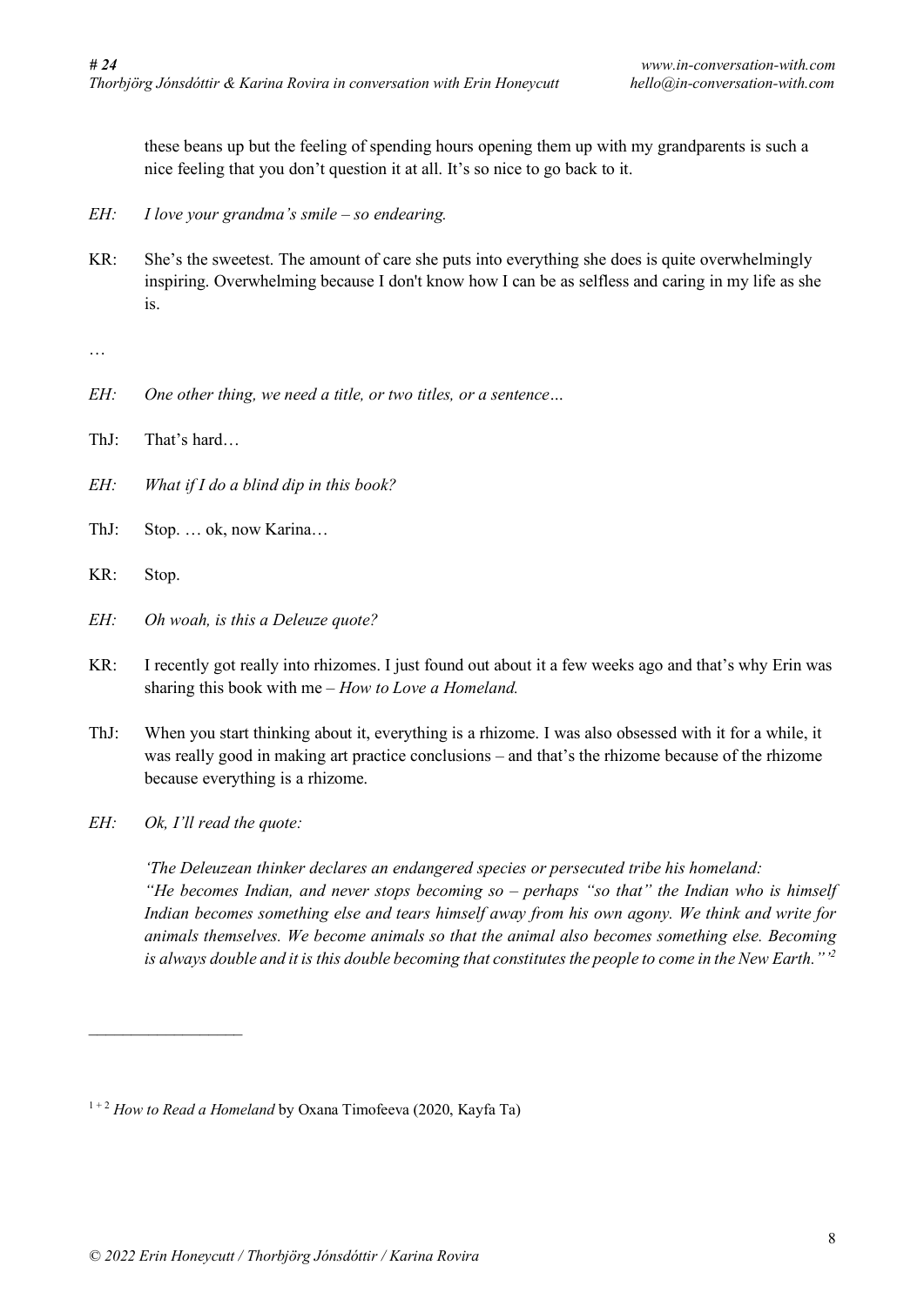these beans up but the feeling of spending hours opening them up with my grandparents is such a nice feeling that you don't question it at all. It's so nice to go back to it.

*EH: I love your grandma's smile – so endearing.*

KR: She's the sweetest. The amount of care she puts into everything she does is quite overwhelmingly inspiring. Overwhelming because I don't know how I can be as selfless and caring in my life as she is.

…

*EH: One other thing, we need a title, or two titles, or a sentence…*

ThJ: That's hard…

*EH: What if I do a blind dip in this book?*

ThJ: Stop. … ok, now Karina…

KR: Stop.

*EH: Oh woah, is this a Deleuze quote?*

KR: I recently got really into rhizomes. I just found out about it a few weeks ago and that's why Erin was sharing this book with me – *How to Love a Homeland.*

ThJ: When you start thinking about it, everything is a rhizome. I was also obsessed with it for a while, it was really good in making art practice conclusions – and that's the rhizome because of the rhizome because everything is a rhizome.

*EH: Ok, I'll read the quote:*

> *'The Deleuzean thinker declares an endangered species or persecuted tribe his homeland: "He becomes Indian, and never stops becoming so – perhaps "so that" the Indian who is himself Indian becomes something else and tears himself away from his own agony. We think and write for animals themselves. We become animals so that the animal also becomes something else. Becoming is always double and it is this double becoming that constitutes the people to come in the New Earth."'*[2]

---

[1 + 2] *How to Read a Homeland* by Oxana Timofeeva (2020, Kayfa Ta)

© 2022 Erin Honeycutt / Thorbjörg Jónsdóttir / Karina Rovira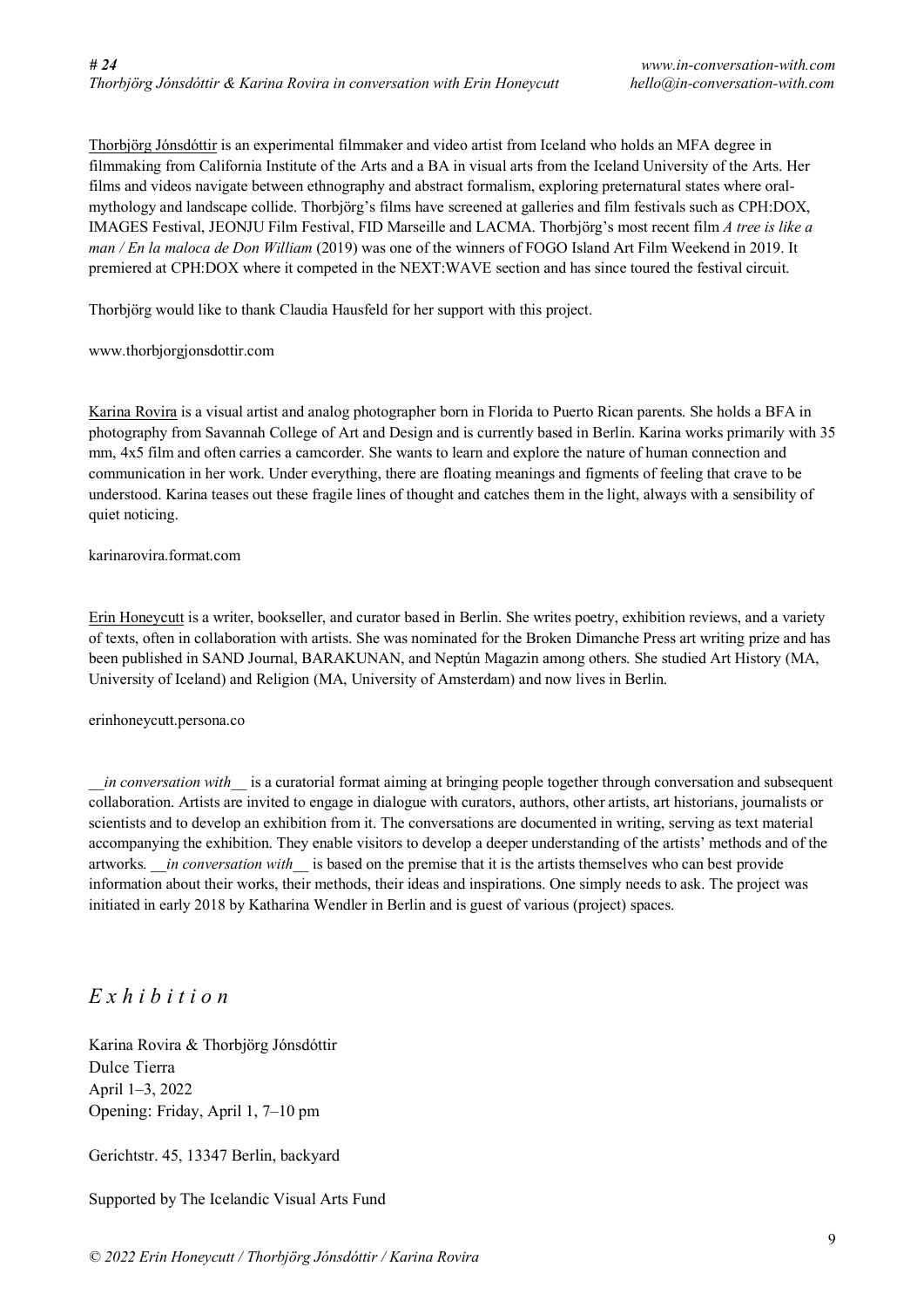Thorbjörg Jónsdóttir is an experimental filmmaker and video artist from Iceland who holds an MFA degree in filmmaking from California Institute of the Arts and a BA in visual arts from the Iceland University of the Arts. Her films and videos navigate between ethnography and abstract formalism, exploring preternatural states where oral-mythology and landscape collide. Thorbjörg's films have screened at galleries and film festivals such as CPH:DOX, IMAGES Festival, JEONJU Film Festival, FID Marseille and LACMA. Thorbjörg's most recent film *A tree is like a man / En la maloca de Don William* (2019) was one of the winners of FOGO Island Art Film Weekend in 2019. It premiered at CPH:DOX where it competed in the NEXT:WAVE section and has since toured the festival circuit.

Thorbjörg would like to thank Claudia Hausfeld for her support with this project.

www.thorbjorgjonsdottir.com

Karina Rovira is a visual artist and analog photographer born in Florida to Puerto Rican parents. She holds a BFA in photography from Savannah College of Art and Design and is currently based in Berlin. Karina works primarily with 35 mm, 4x5 film and often carries a camcorder. She wants to learn and explore the nature of human connection and communication in her work. Under everything, there are floating meanings and figments of feeling that crave to be understood. Karina teases out these fragile lines of thought and catches them in the light, always with a sensibility of quiet noticing.

karinarovira.format.com

Erin Honeycutt is a writer, bookseller, and curator based in Berlin. She writes poetry, exhibition reviews, and a variety of texts, often in collaboration with artists. She was nominated for the Broken Dimanche Press art writing prize and has been published in SAND Journal, BARAKUNAN, and Neptún Magazin among others. She studied Art History (MA, University of Iceland) and Religion (MA, University of Amsterdam) and now lives in Berlin.

erinhoneycutt.persona.co

*__in conversation with__* is a curatorial format aiming at bringing people together through conversation and subsequent collaboration. Artists are invited to engage in dialogue with curators, authors, other artists, art historians, journalists or scientists and to develop an exhibition from it. The conversations are documented in writing, serving as text material accompanying the exhibition. They enable visitors to develop a deeper understanding of the artists' methods and of the artworks. *__in conversation with__* is based on the premise that it is the artists themselves who can best provide information about their works, their methods, their ideas and inspirations. One simply needs to ask. The project was initiated in early 2018 by Katharina Wendler in Berlin and is guest of various (project) spaces.

## *Exhibition*

Karina Rovira & Thorbjörg Jónsdóttir
Dulce Tierra
April 1–3, 2022
Opening: Friday, April 1, 7–10 pm

Gerichtstr. 45, 13347 Berlin, backyard

Supported by The Icelandic Visual Arts Fund

*© 2022 Erin Honeycutt / Thorbjörg Jónsdóttir / Karina Rovira*